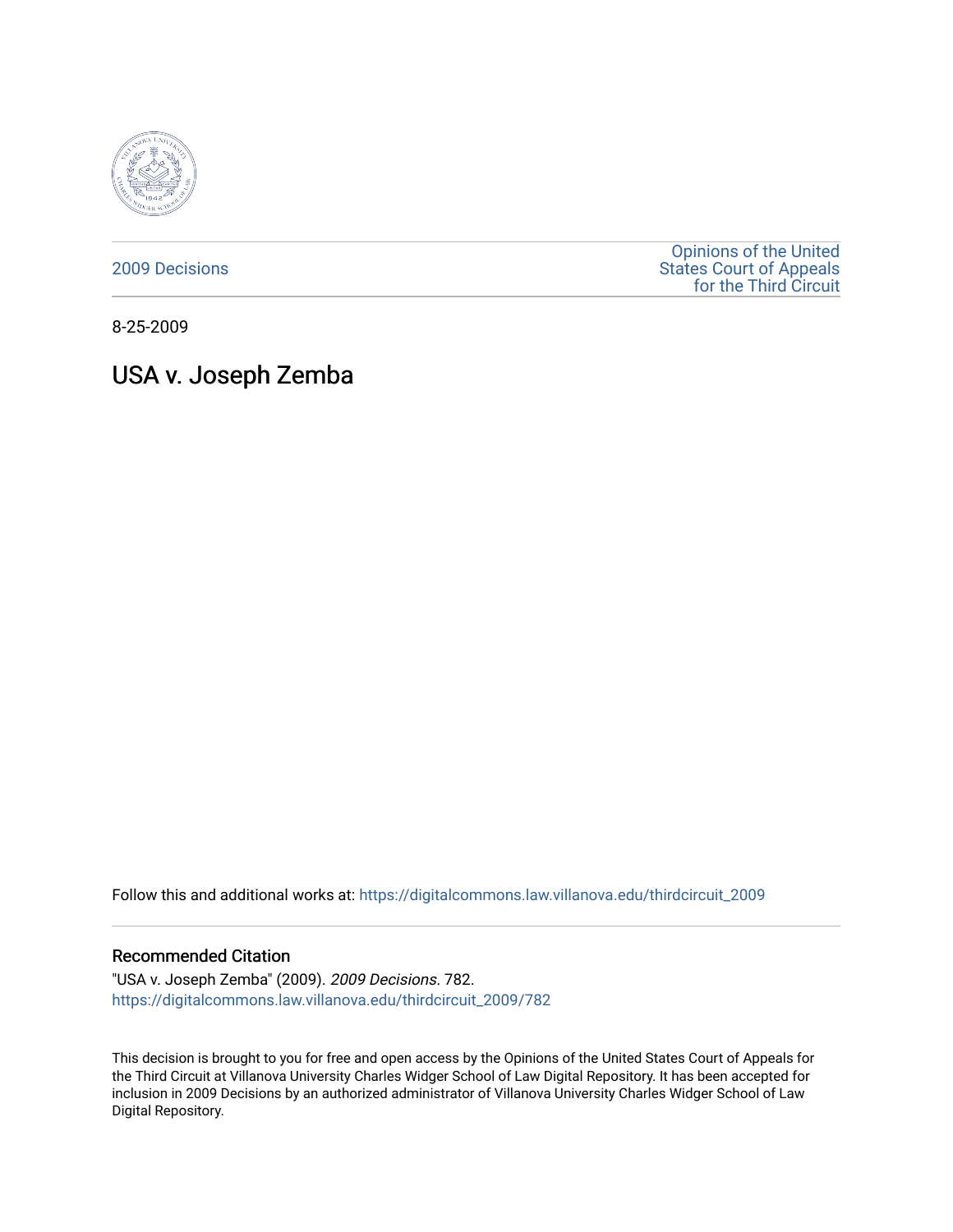2009 Decisions

Opinions of the United States Court of Appeals for the Third Circuit

8-25-2009

# USA v. Joseph Zemba

Follow this and additional works at: https://digitalcommons.law.villanova.edu/thirdcircuit_2009

## Recommended Citation

"USA v. Joseph Zemba" (2009). *2009 Decisions*. 782.
https://digitalcommons.law.villanova.edu/thirdcircuit_2009/782

This decision is brought to you for free and open access by the Opinions of the United States Court of Appeals for the Third Circuit at Villanova University Charles Widger School of Law Digital Repository. It has been accepted for inclusion in 2009 Decisions by an authorized administrator of Villanova University Charles Widger School of Law Digital Repository.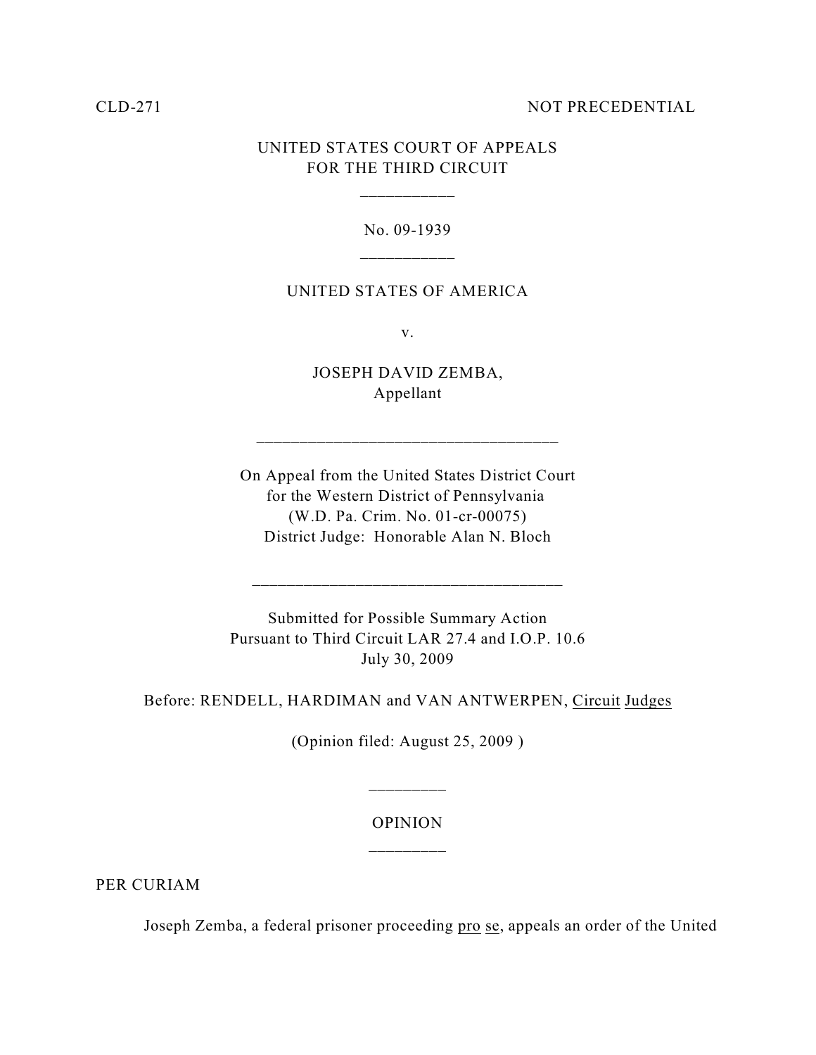CLD-271 NOT PRECEDENTIAL

UNITED STATES COURT OF APPEALS
FOR THE THIRD CIRCUIT

---

No. 09-1939

---

UNITED STATES OF AMERICA

v.

JOSEPH DAVID ZEMBA,
Appellant

---

On Appeal from the United States District Court
for the Western District of Pennsylvania
(W.D. Pa. Crim. No. 01-cr-00075)
District Judge: Honorable Alan N. Bloch

---

Submitted for Possible Summary Action
Pursuant to Third Circuit LAR 27.4 and I.O.P. 10.6
July 30, 2009

Before: RENDELL, HARDIMAN and VAN ANTWERPEN, Circuit Judges

(Opinion filed: August 25, 2009 )

---

OPINION

---

PER CURIAM

Joseph Zemba, a federal prisoner proceeding pro se, appeals an order of the United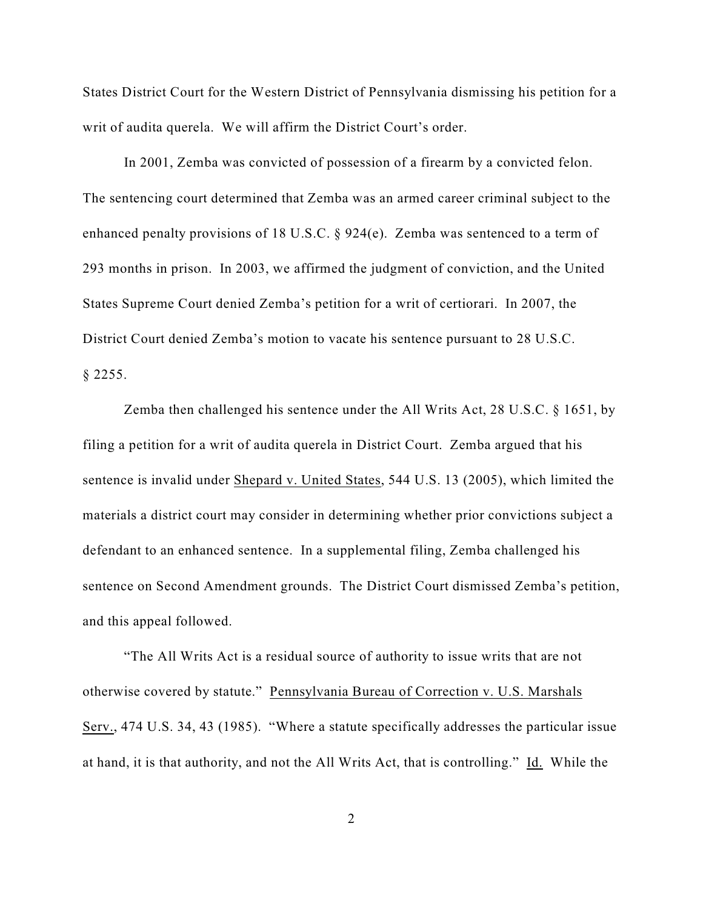States District Court for the Western District of Pennsylvania dismissing his petition for a writ of audita querela. We will affirm the District Court's order.

In 2001, Zemba was convicted of possession of a firearm by a convicted felon. The sentencing court determined that Zemba was an armed career criminal subject to the enhanced penalty provisions of 18 U.S.C. § 924(e). Zemba was sentenced to a term of 293 months in prison. In 2003, we affirmed the judgment of conviction, and the United States Supreme Court denied Zemba's petition for a writ of certiorari. In 2007, the District Court denied Zemba's motion to vacate his sentence pursuant to 28 U.S.C. § 2255.

Zemba then challenged his sentence under the All Writs Act, 28 U.S.C. § 1651, by filing a petition for a writ of audita querela in District Court. Zemba argued that his sentence is invalid under Shepard v. United States, 544 U.S. 13 (2005), which limited the materials a district court may consider in determining whether prior convictions subject a defendant to an enhanced sentence. In a supplemental filing, Zemba challenged his sentence on Second Amendment grounds. The District Court dismissed Zemba's petition, and this appeal followed.

"The All Writs Act is a residual source of authority to issue writs that are not otherwise covered by statute." Pennsylvania Bureau of Correction v. U.S. Marshals Serv., 474 U.S. 34, 43 (1985). "Where a statute specifically addresses the particular issue at hand, it is that authority, and not the All Writs Act, that is controlling." Id. While the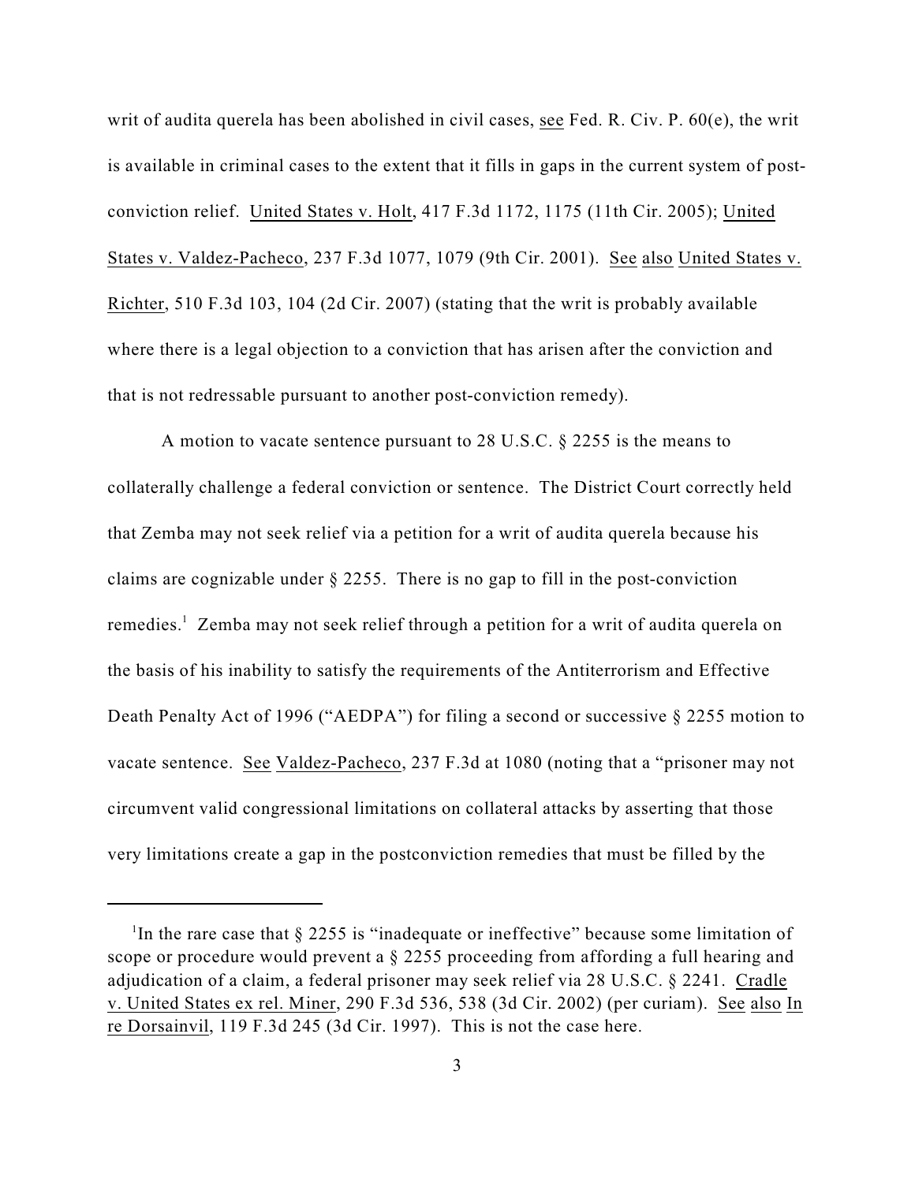writ of audita querela has been abolished in civil cases, see Fed. R. Civ. P. 60(e), the writ is available in criminal cases to the extent that it fills in gaps in the current system of post-conviction relief. United States v. Holt, 417 F.3d 1172, 1175 (11th Cir. 2005); United States v. Valdez-Pacheco, 237 F.3d 1077, 1079 (9th Cir. 2001). See also United States v. Richter, 510 F.3d 103, 104 (2d Cir. 2007) (stating that the writ is probably available where there is a legal objection to a conviction that has arisen after the conviction and that is not redressable pursuant to another post-conviction remedy).

A motion to vacate sentence pursuant to 28 U.S.C. § 2255 is the means to collaterally challenge a federal conviction or sentence. The District Court correctly held that Zemba may not seek relief via a petition for a writ of audita querela because his claims are cognizable under § 2255. There is no gap to fill in the post-conviction remedies.[1] Zemba may not seek relief through a petition for a writ of audita querela on the basis of his inability to satisfy the requirements of the Antiterrorism and Effective Death Penalty Act of 1996 ("AEDPA") for filing a second or successive § 2255 motion to vacate sentence. See Valdez-Pacheco, 237 F.3d at 1080 (noting that a "prisoner may not circumvent valid congressional limitations on collateral attacks by asserting that those very limitations create a gap in the postconviction remedies that must be filled by the

---

[1] In the rare case that § 2255 is "inadequate or ineffective" because some limitation of scope or procedure would prevent a § 2255 proceeding from affording a full hearing and adjudication of a claim, a federal prisoner may seek relief via 28 U.S.C. § 2241. Cradle v. United States ex rel. Miner, 290 F.3d 536, 538 (3d Cir. 2002) (per curiam). See also In re Dorsainvil, 119 F.3d 245 (3d Cir. 1997). This is not the case here.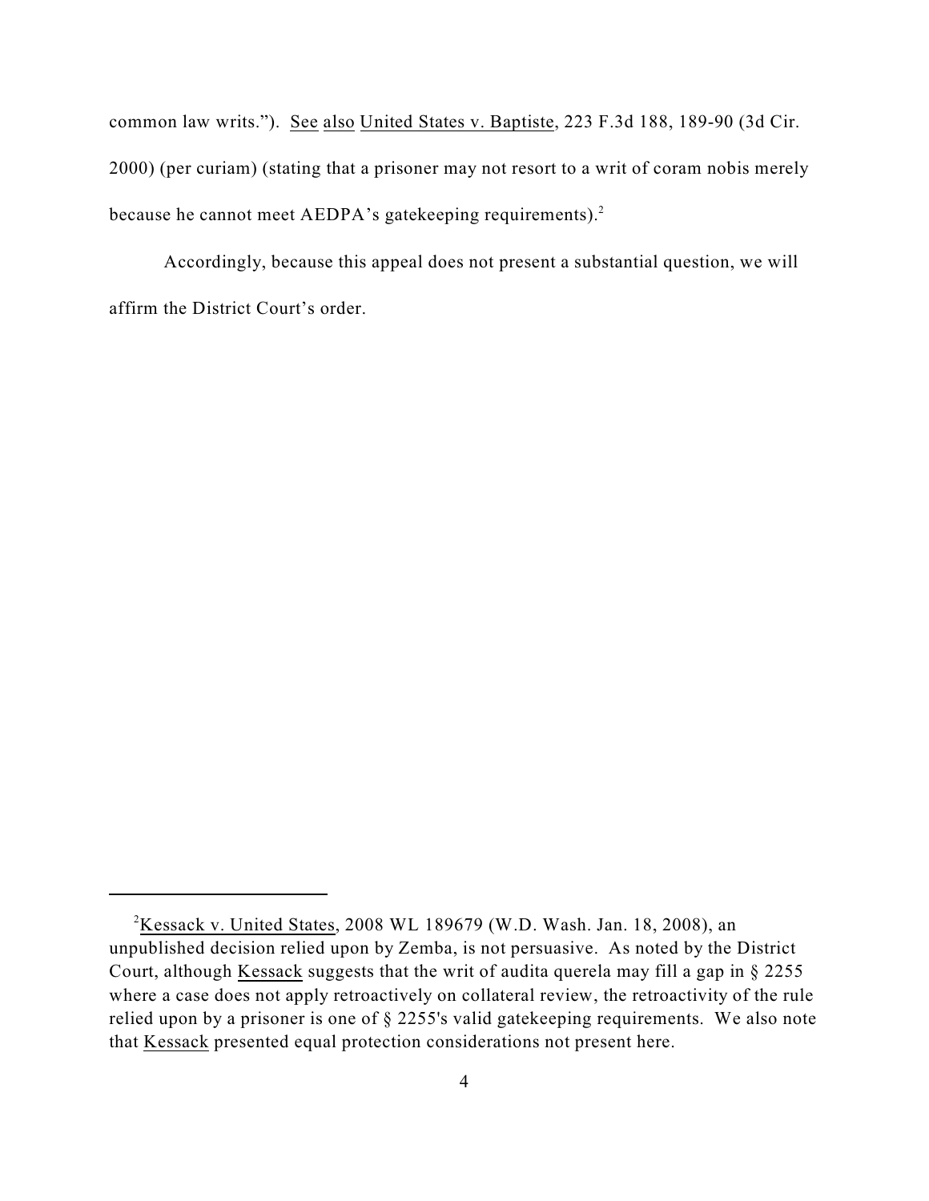common law writs."). See also United States v. Baptiste, 223 F.3d 188, 189-90 (3d Cir. 2000) (per curiam) (stating that a prisoner may not resort to a writ of coram nobis merely because he cannot meet AEDPA's gatekeeping requirements).[2]

Accordingly, because this appeal does not present a substantial question, we will affirm the District Court's order.

---

[2] Kessack v. United States, 2008 WL 189679 (W.D. Wash. Jan. 18, 2008), an unpublished decision relied upon by Zemba, is not persuasive. As noted by the District Court, although Kessack suggests that the writ of audita querela may fill a gap in § 2255 where a case does not apply retroactively on collateral review, the retroactivity of the rule relied upon by a prisoner is one of § 2255's valid gatekeeping requirements. We also note that Kessack presented equal protection considerations not present here.